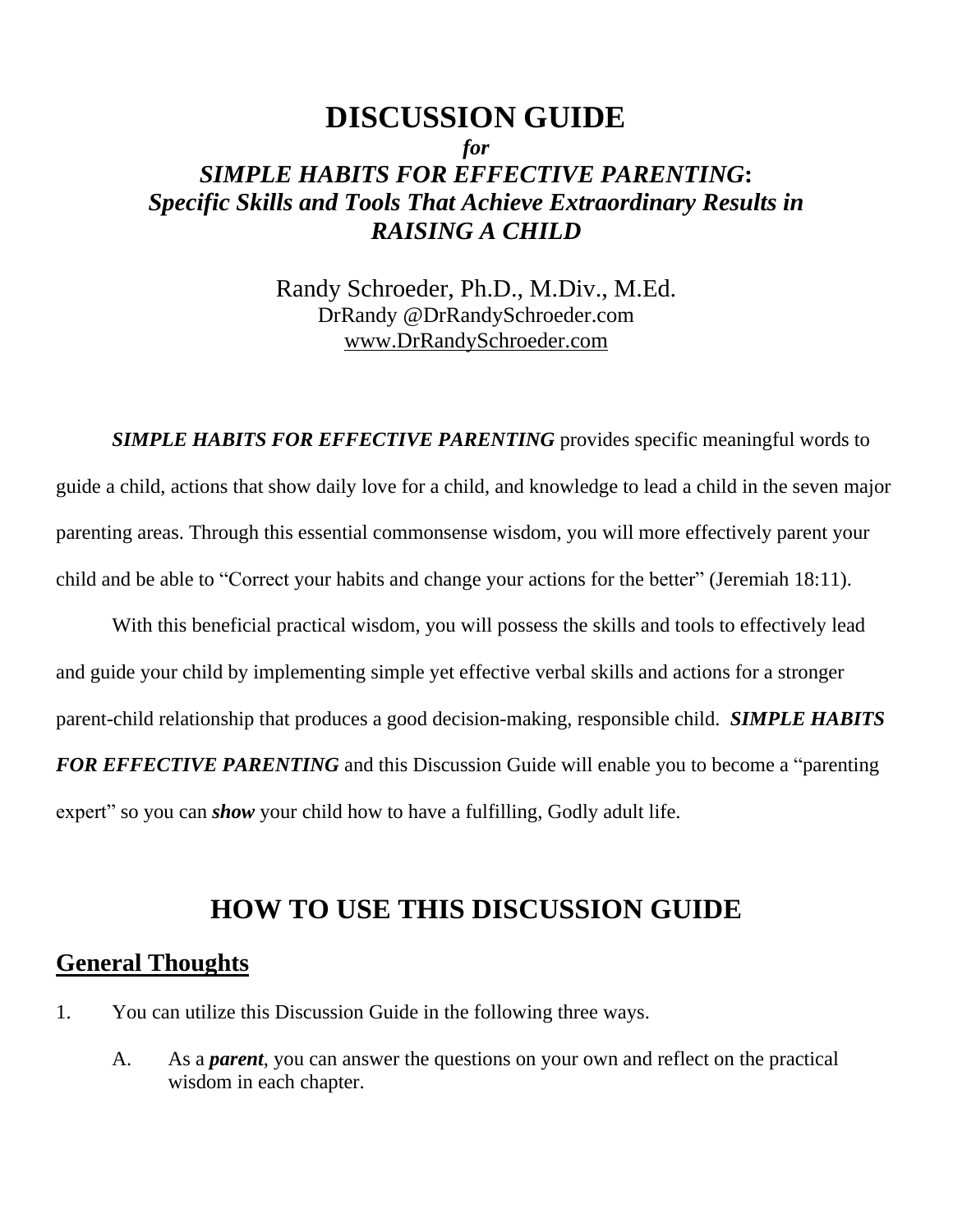# DISCUSSION GUIDE

***for***

***SIMPLE HABITS FOR EFFECTIVE PARENTING*****:**
***Specific Skills and Tools That Achieve Extraordinary Results in RAISING A CHILD***

Randy Schroeder, Ph.D., M.Div., M.Ed.
DrRandy @DrRandySchroeder.com
www.DrRandySchroeder.com

***SIMPLE HABITS FOR EFFECTIVE PARENTING*** provides specific meaningful words to guide a child, actions that show daily love for a child, and knowledge to lead a child in the seven major parenting areas. Through this essential commonsense wisdom, you will more effectively parent your child and be able to "Correct your habits and change your actions for the better" (Jeremiah 18:11).

With this beneficial practical wisdom, you will possess the skills and tools to effectively lead and guide your child by implementing simple yet effective verbal skills and actions for a stronger parent-child relationship that produces a good decision-making, responsible child. ***SIMPLE HABITS FOR EFFECTIVE PARENTING*** and this Discussion Guide will enable you to become a "parenting expert" so you can ***show*** your child how to have a fulfilling, Godly adult life.

## HOW TO USE THIS DISCUSSION GUIDE

### General Thoughts

1. You can utilize this Discussion Guide in the following three ways.

   A. As a ***parent***, you can answer the questions on your own and reflect on the practical wisdom in each chapter.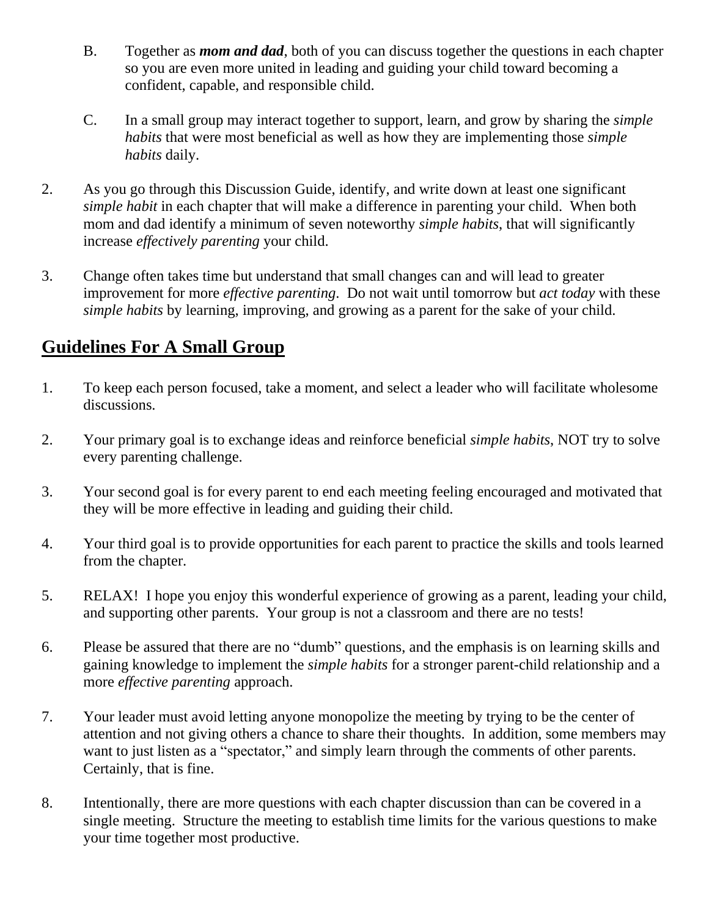B. Together as ***mom and dad***, both of you can discuss together the questions in each chapter so you are even more united in leading and guiding your child toward becoming a confident, capable, and responsible child.

C. In a small group may interact together to support, learn, and grow by sharing the *simple habits* that were most beneficial as well as how they are implementing those *simple habits* daily.

2. As you go through this Discussion Guide, identify, and write down at least one significant *simple habit* in each chapter that will make a difference in parenting your child. When both mom and dad identify a minimum of seven noteworthy *simple habits*, that will significantly increase *effectively parenting* your child.

3. Change often takes time but understand that small changes can and will lead to greater improvement for more *effective parenting*. Do not wait until tomorrow but *act today* with these *simple habits* by learning, improving, and growing as a parent for the sake of your child.

## Guidelines For A Small Group

1. To keep each person focused, take a moment, and select a leader who will facilitate wholesome discussions.

2. Your primary goal is to exchange ideas and reinforce beneficial *simple habits*, NOT try to solve every parenting challenge.

3. Your second goal is for every parent to end each meeting feeling encouraged and motivated that they will be more effective in leading and guiding their child.

4. Your third goal is to provide opportunities for each parent to practice the skills and tools learned from the chapter.

5. RELAX! I hope you enjoy this wonderful experience of growing as a parent, leading your child, and supporting other parents. Your group is not a classroom and there are no tests!

6. Please be assured that there are no "dumb" questions, and the emphasis is on learning skills and gaining knowledge to implement the *simple habits* for a stronger parent-child relationship and a more *effective parenting* approach.

7. Your leader must avoid letting anyone monopolize the meeting by trying to be the center of attention and not giving others a chance to share their thoughts. In addition, some members may want to just listen as a "spectator," and simply learn through the comments of other parents. Certainly, that is fine.

8. Intentionally, there are more questions with each chapter discussion than can be covered in a single meeting. Structure the meeting to establish time limits for the various questions to make your time together most productive.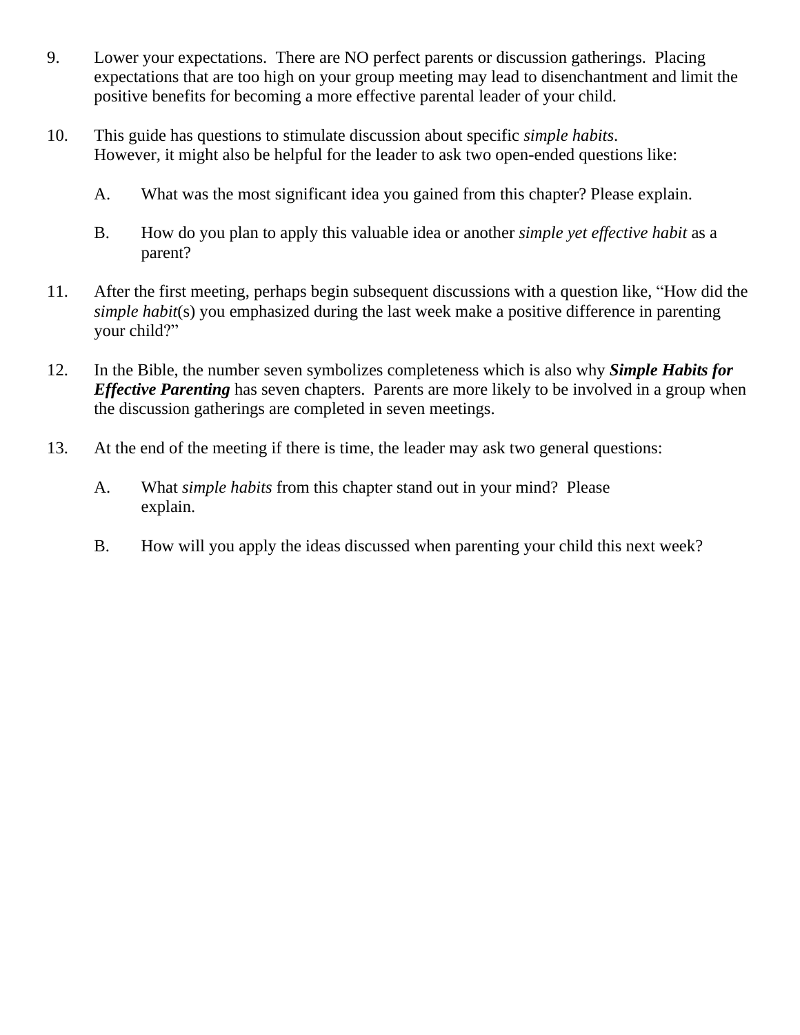9. Lower your expectations. There are NO perfect parents or discussion gatherings. Placing expectations that are too high on your group meeting may lead to disenchantment and limit the positive benefits for becoming a more effective parental leader of your child.

10. This guide has questions to stimulate discussion about specific *simple habits*. However, it might also be helpful for the leader to ask two open-ended questions like:

    A. What was the most significant idea you gained from this chapter? Please explain.

    B. How do you plan to apply this valuable idea or another *simple yet effective habit* as a parent?

11. After the first meeting, perhaps begin subsequent discussions with a question like, "How did the *simple habit*(s) you emphasized during the last week make a positive difference in parenting your child?"

12. In the Bible, the number seven symbolizes completeness which is also why ***Simple Habits for Effective Parenting*** has seven chapters. Parents are more likely to be involved in a group when the discussion gatherings are completed in seven meetings.

13. At the end of the meeting if there is time, the leader may ask two general questions:

    A. What *simple habits* from this chapter stand out in your mind? Please explain.

    B. How will you apply the ideas discussed when parenting your child this next week?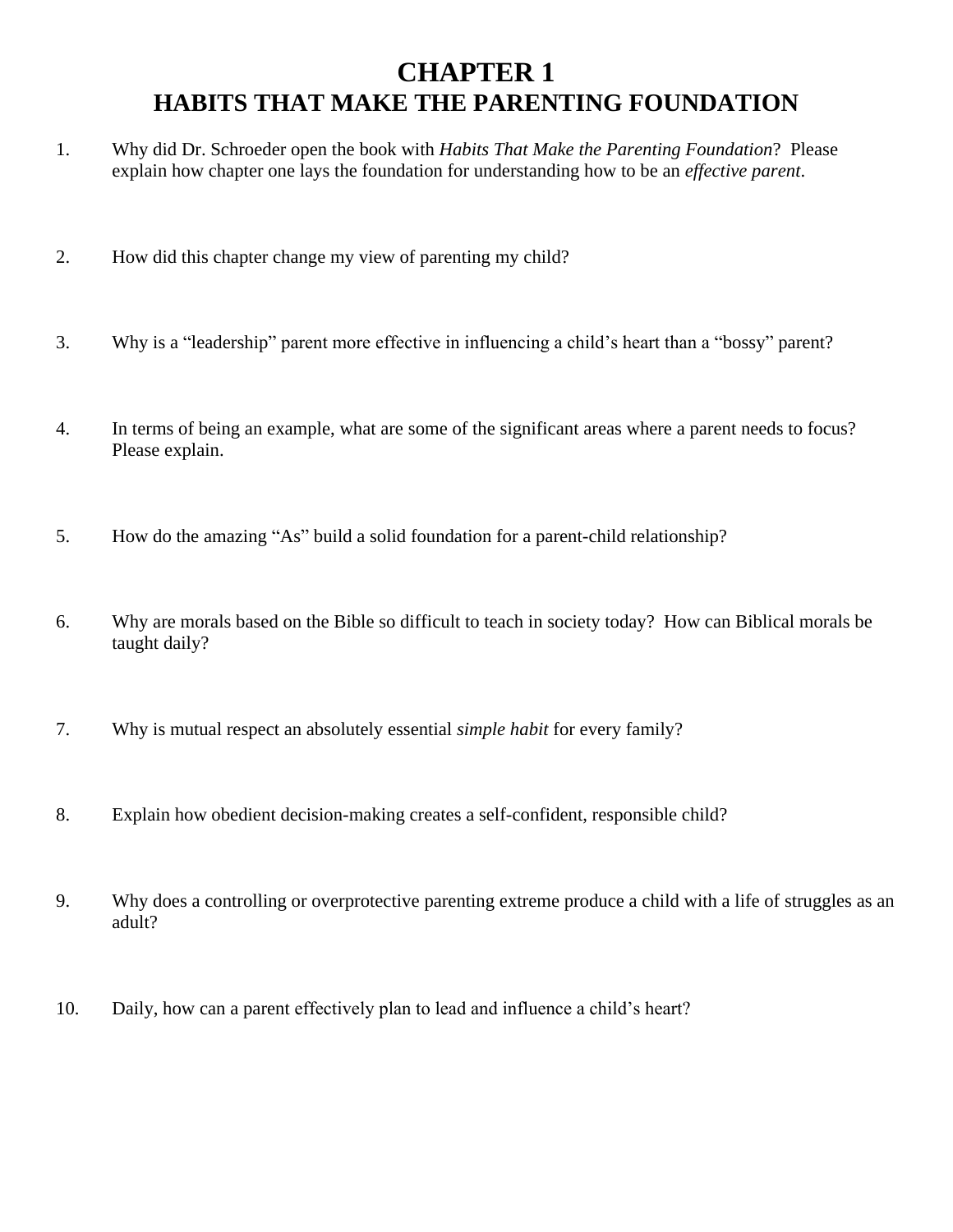# CHAPTER 1
# HABITS THAT MAKE THE PARENTING FOUNDATION

1. Why did Dr. Schroeder open the book with *Habits That Make the Parenting Foundation*? Please explain how chapter one lays the foundation for understanding how to be an *effective parent*.

2. How did this chapter change my view of parenting my child?

3. Why is a "leadership" parent more effective in influencing a child's heart than a "bossy" parent?

4. In terms of being an example, what are some of the significant areas where a parent needs to focus? Please explain.

5. How do the amazing "As" build a solid foundation for a parent-child relationship?

6. Why are morals based on the Bible so difficult to teach in society today? How can Biblical morals be taught daily?

7. Why is mutual respect an absolutely essential *simple habit* for every family?

8. Explain how obedient decision-making creates a self-confident, responsible child?

9. Why does a controlling or overprotective parenting extreme produce a child with a life of struggles as an adult?

10. Daily, how can a parent effectively plan to lead and influence a child's heart?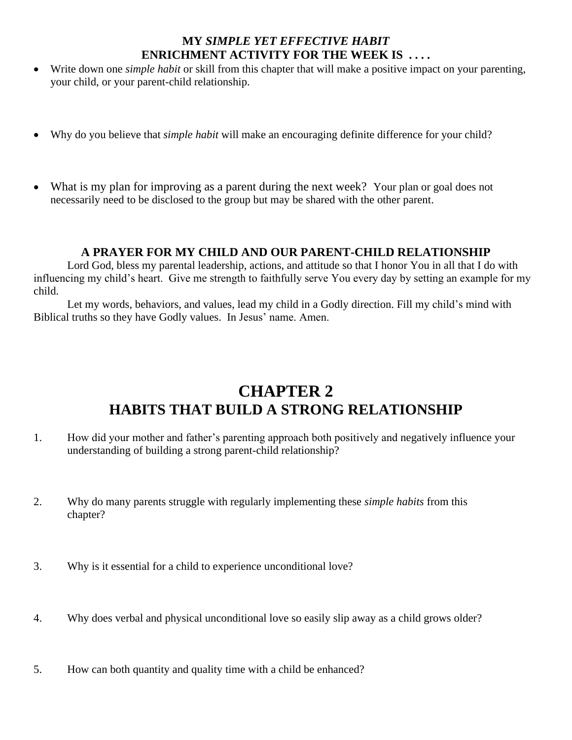### MY *SIMPLE YET EFFECTIVE HABIT* ENRICHMENT ACTIVITY FOR THE WEEK IS . . . .

- Write down one *simple habit* or skill from this chapter that will make a positive impact on your parenting, your child, or your parent-child relationship.

- Why do you believe that *simple habit* will make an encouraging definite difference for your child?

- What is my plan for improving as a parent during the next week? Your plan or goal does not necessarily need to be disclosed to the group but may be shared with the other parent.

### A PRAYER FOR MY CHILD AND OUR PARENT-CHILD RELATIONSHIP

Lord God, bless my parental leadership, actions, and attitude so that I honor You in all that I do with influencing my child's heart. Give me strength to faithfully serve You every day by setting an example for my child.

Let my words, behaviors, and values, lead my child in a Godly direction. Fill my child's mind with Biblical truths so they have Godly values. In Jesus' name. Amen.

# CHAPTER 2
# HABITS THAT BUILD A STRONG RELATIONSHIP

1. How did your mother and father's parenting approach both positively and negatively influence your understanding of building a strong parent-child relationship?

2. Why do many parents struggle with regularly implementing these *simple habits* from this chapter?

3. Why is it essential for a child to experience unconditional love?

4. Why does verbal and physical unconditional love so easily slip away as a child grows older?

5. How can both quantity and quality time with a child be enhanced?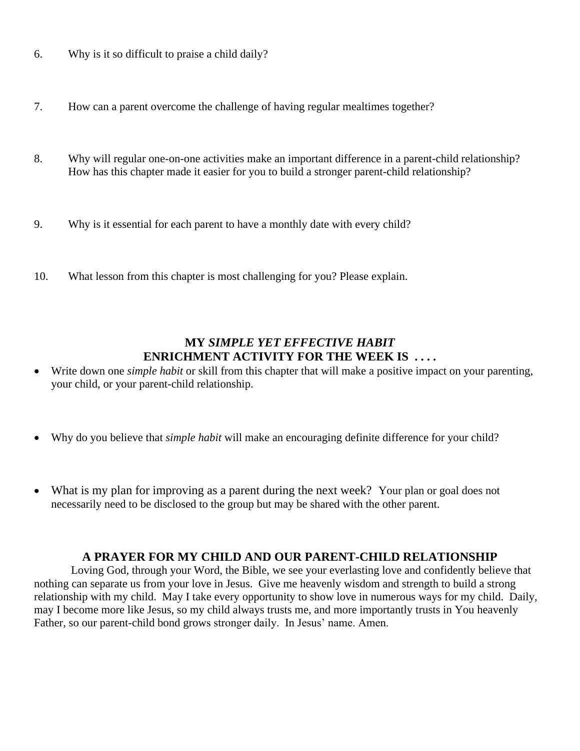6. Why is it so difficult to praise a child daily?

7. How can a parent overcome the challenge of having regular mealtimes together?

8. Why will regular one-on-one activities make an important difference in a parent-child relationship? How has this chapter made it easier for you to build a stronger parent-child relationship?

9. Why is it essential for each parent to have a monthly date with every child?

10. What lesson from this chapter is most challenging for you? Please explain.

## MY *SIMPLE YET EFFECTIVE HABIT* ENRICHMENT ACTIVITY FOR THE WEEK IS . . . .

- Write down one *simple habit* or skill from this chapter that will make a positive impact on your parenting, your child, or your parent-child relationship.

- Why do you believe that *simple habit* will make an encouraging definite difference for your child?

- What is my plan for improving as a parent during the next week? Your plan or goal does not necessarily need to be disclosed to the group but may be shared with the other parent.

## A PRAYER FOR MY CHILD AND OUR PARENT-CHILD RELATIONSHIP

Loving God, through your Word, the Bible, we see your everlasting love and confidently believe that nothing can separate us from your love in Jesus. Give me heavenly wisdom and strength to build a strong relationship with my child. May I take every opportunity to show love in numerous ways for my child. Daily, may I become more like Jesus, so my child always trusts me, and more importantly trusts in You heavenly Father, so our parent-child bond grows stronger daily. In Jesus' name. Amen.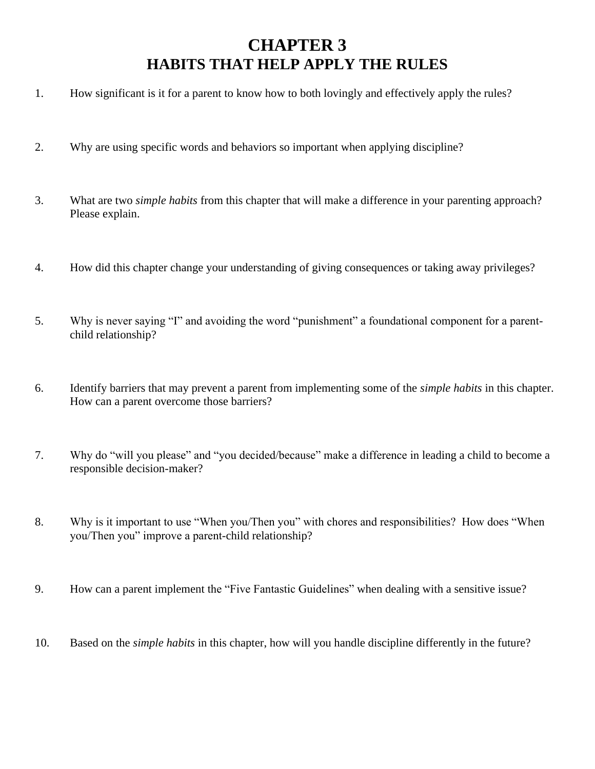# CHAPTER 3
# HABITS THAT HELP APPLY THE RULES

1. How significant is it for a parent to know how to both lovingly and effectively apply the rules?

2. Why are using specific words and behaviors so important when applying discipline?

3. What are two *simple habits* from this chapter that will make a difference in your parenting approach? Please explain.

4. How did this chapter change your understanding of giving consequences or taking away privileges?

5. Why is never saying "I" and avoiding the word "punishment" a foundational component for a parent-child relationship?

6. Identify barriers that may prevent a parent from implementing some of the *simple habits* in this chapter. How can a parent overcome those barriers?

7. Why do "will you please" and "you decided/because" make a difference in leading a child to become a responsible decision-maker?

8. Why is it important to use "When you/Then you" with chores and responsibilities? How does "When you/Then you" improve a parent-child relationship?

9. How can a parent implement the "Five Fantastic Guidelines" when dealing with a sensitive issue?

10. Based on the *simple habits* in this chapter, how will you handle discipline differently in the future?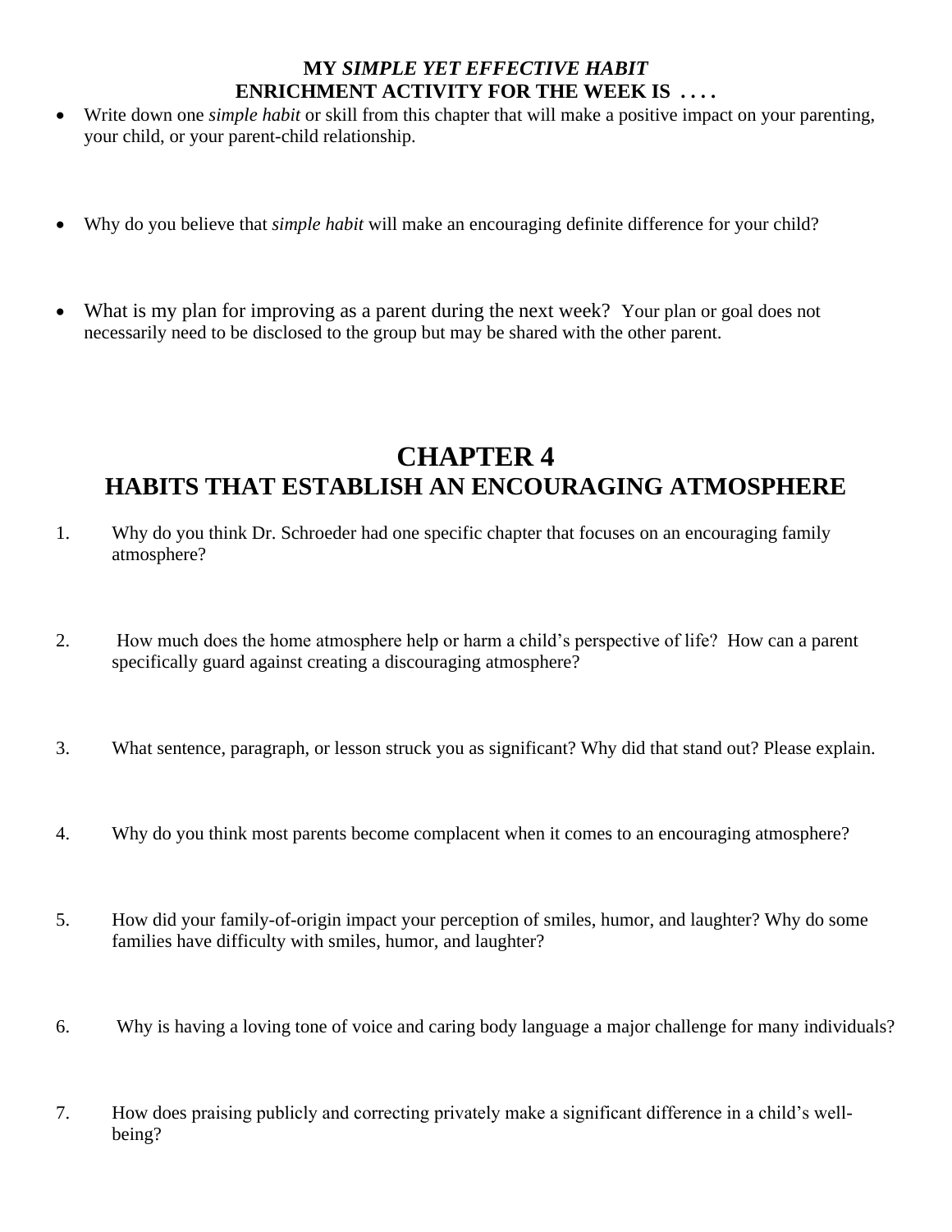**MY *SIMPLE YET EFFECTIVE HABIT* ENRICHMENT ACTIVITY FOR THE WEEK IS . . . .**

- Write down one *simple habit* or skill from this chapter that will make a positive impact on your parenting, your child, or your parent-child relationship.

- Why do you believe that *simple habit* will make an encouraging definite difference for your child?

- What is my plan for improving as a parent during the next week? Your plan or goal does not necessarily need to be disclosed to the group but may be shared with the other parent.

# CHAPTER 4
## HABITS THAT ESTABLISH AN ENCOURAGING ATMOSPHERE

1. Why do you think Dr. Schroeder had one specific chapter that focuses on an encouraging family atmosphere?

2. How much does the home atmosphere help or harm a child's perspective of life? How can a parent specifically guard against creating a discouraging atmosphere?

3. What sentence, paragraph, or lesson struck you as significant? Why did that stand out? Please explain.

4. Why do you think most parents become complacent when it comes to an encouraging atmosphere?

5. How did your family-of-origin impact your perception of smiles, humor, and laughter? Why do some families have difficulty with smiles, humor, and laughter?

6. Why is having a loving tone of voice and caring body language a major challenge for many individuals?

7. How does praising publicly and correcting privately make a significant difference in a child's well-being?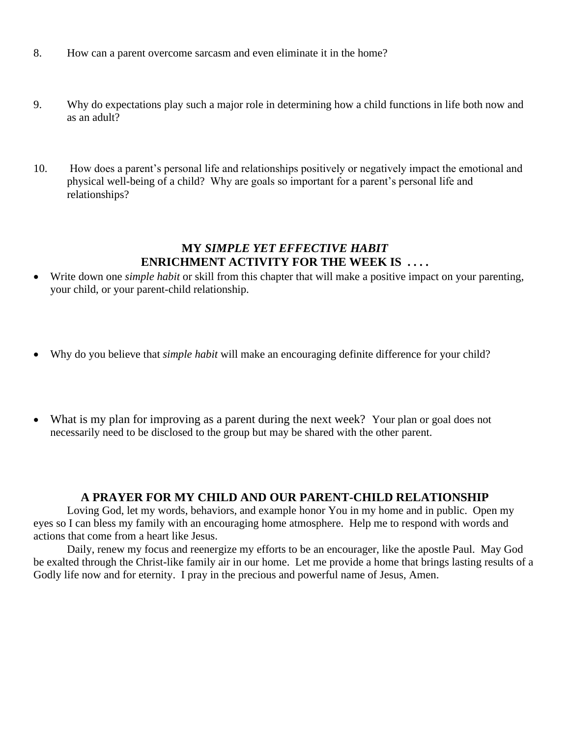8. How can a parent overcome sarcasm and even eliminate it in the home?

9. Why do expectations play such a major role in determining how a child functions in life both now and as an adult?

10. How does a parent's personal life and relationships positively or negatively impact the emotional and physical well-being of a child? Why are goals so important for a parent's personal life and relationships?

### MY *SIMPLE YET EFFECTIVE HABIT* ENRICHMENT ACTIVITY FOR THE WEEK IS . . . .

- Write down one *simple habit* or skill from this chapter that will make a positive impact on your parenting, your child, or your parent-child relationship.

- Why do you believe that *simple habit* will make an encouraging definite difference for your child?

- What is my plan for improving as a parent during the next week? Your plan or goal does not necessarily need to be disclosed to the group but may be shared with the other parent.

### A PRAYER FOR MY CHILD AND OUR PARENT-CHILD RELATIONSHIP

Loving God, let my words, behaviors, and example honor You in my home and in public. Open my eyes so I can bless my family with an encouraging home atmosphere. Help me to respond with words and actions that come from a heart like Jesus.

Daily, renew my focus and reenergize my efforts to be an encourager, like the apostle Paul. May God be exalted through the Christ-like family air in our home. Let me provide a home that brings lasting results of a Godly life now and for eternity. I pray in the precious and powerful name of Jesus, Amen.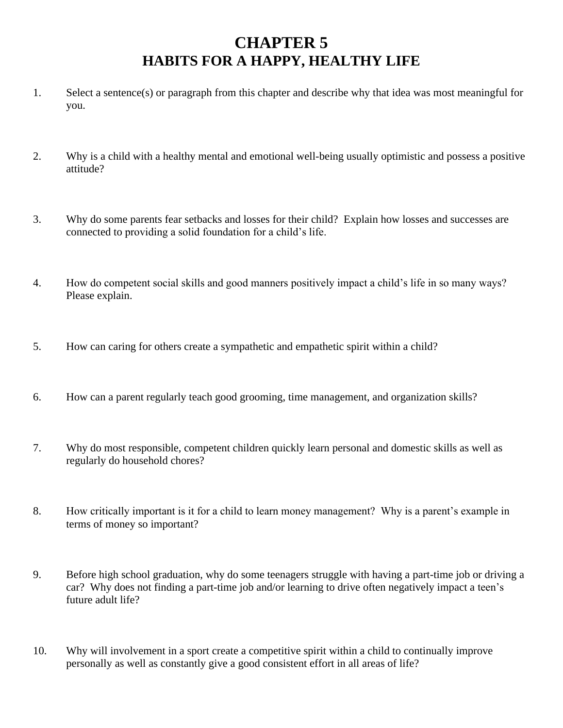# CHAPTER 5
# HABITS FOR A HAPPY, HEALTHY LIFE

1. Select a sentence(s) or paragraph from this chapter and describe why that idea was most meaningful for you.

2. Why is a child with a healthy mental and emotional well-being usually optimistic and possess a positive attitude?

3. Why do some parents fear setbacks and losses for their child? Explain how losses and successes are connected to providing a solid foundation for a child's life.

4. How do competent social skills and good manners positively impact a child's life in so many ways? Please explain.

5. How can caring for others create a sympathetic and empathetic spirit within a child?

6. How can a parent regularly teach good grooming, time management, and organization skills?

7. Why do most responsible, competent children quickly learn personal and domestic skills as well as regularly do household chores?

8. How critically important is it for a child to learn money management? Why is a parent's example in terms of money so important?

9. Before high school graduation, why do some teenagers struggle with having a part-time job or driving a car? Why does not finding a part-time job and/or learning to drive often negatively impact a teen's future adult life?

10. Why will involvement in a sport create a competitive spirit within a child to continually improve personally as well as constantly give a good consistent effort in all areas of life?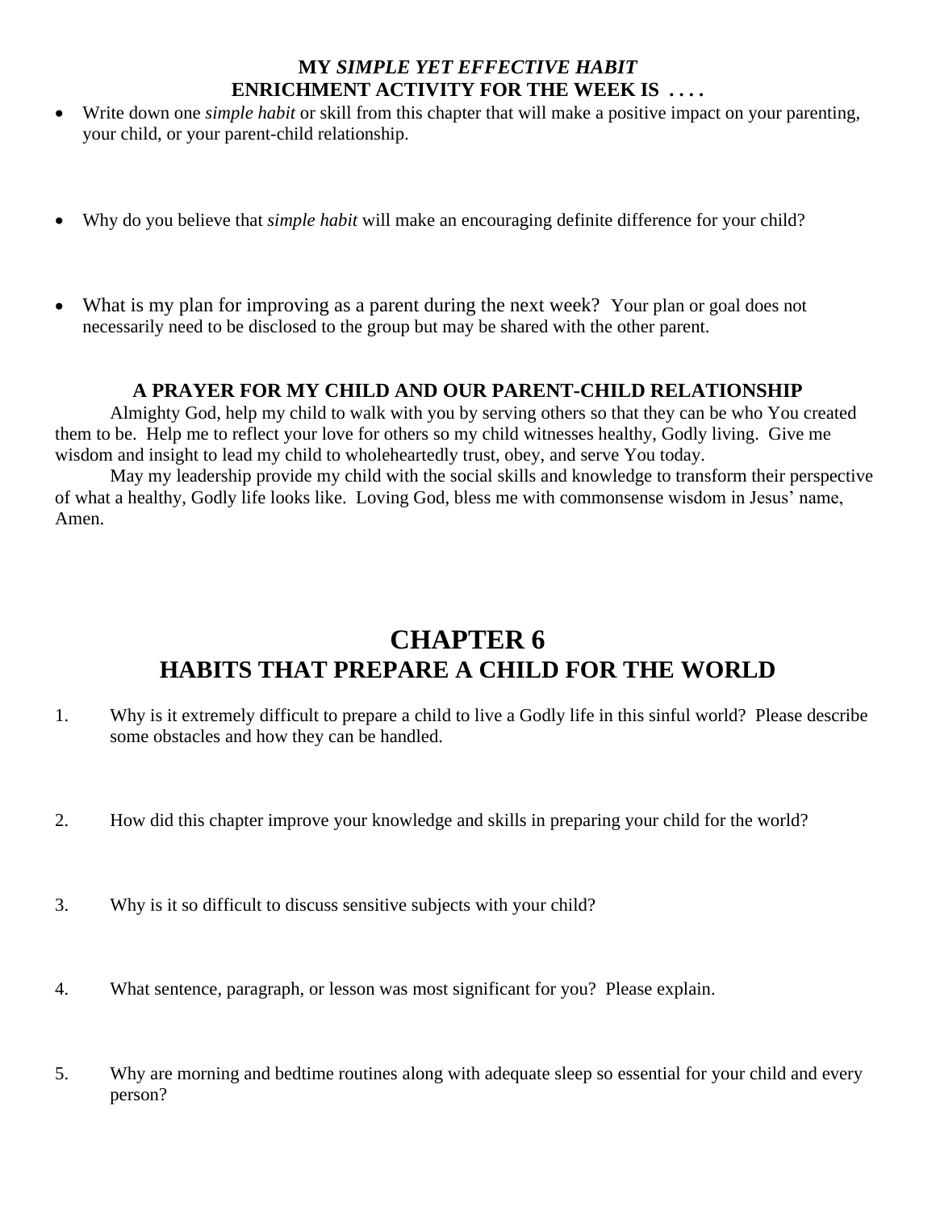### MY *SIMPLE YET EFFECTIVE HABIT* ENRICHMENT ACTIVITY FOR THE WEEK IS . . . .

- Write down one *simple habit* or skill from this chapter that will make a positive impact on your parenting, your child, or your parent-child relationship.

- Why do you believe that *simple habit* will make an encouraging definite difference for your child?

- What is my plan for improving as a parent during the next week? Your plan or goal does not necessarily need to be disclosed to the group but may be shared with the other parent.

### A PRAYER FOR MY CHILD AND OUR PARENT-CHILD RELATIONSHIP

Almighty God, help my child to walk with you by serving others so that they can be who You created them to be. Help me to reflect your love for others so my child witnesses healthy, Godly living. Give me wisdom and insight to lead my child to wholeheartedly trust, obey, and serve You today.

May my leadership provide my child with the social skills and knowledge to transform their perspective of what a healthy, Godly life looks like. Loving God, bless me with commonsense wisdom in Jesus' name, Amen.

# CHAPTER 6
## HABITS THAT PREPARE A CHILD FOR THE WORLD

1. Why is it extremely difficult to prepare a child to live a Godly life in this sinful world? Please describe some obstacles and how they can be handled.

2. How did this chapter improve your knowledge and skills in preparing your child for the world?

3. Why is it so difficult to discuss sensitive subjects with your child?

4. What sentence, paragraph, or lesson was most significant for you? Please explain.

5. Why are morning and bedtime routines along with adequate sleep so essential for your child and every person?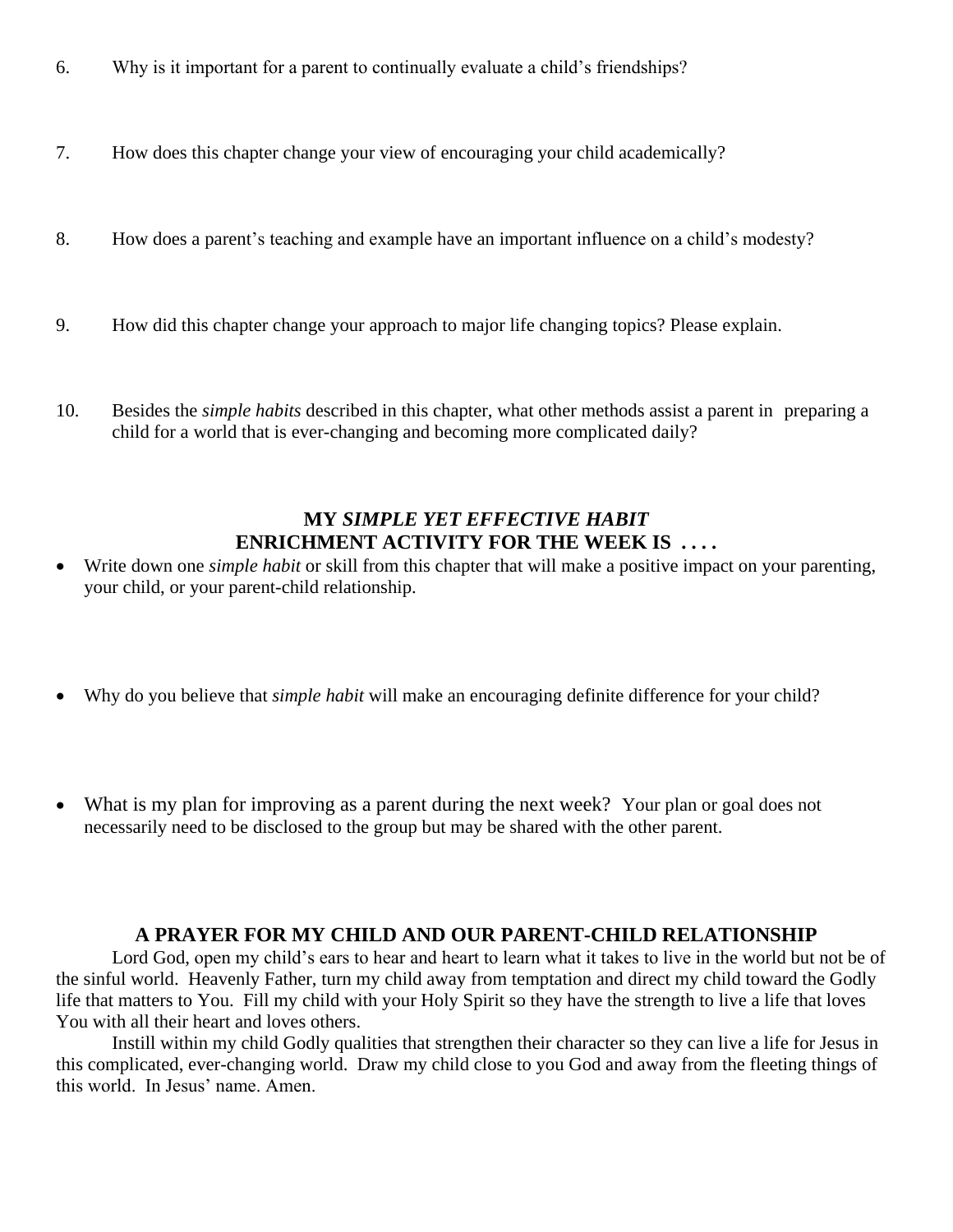6. Why is it important for a parent to continually evaluate a child's friendships?

7. How does this chapter change your view of encouraging your child academically?

8. How does a parent's teaching and example have an important influence on a child's modesty?

9. How did this chapter change your approach to major life changing topics? Please explain.

10. Besides the *simple habits* described in this chapter, what other methods assist a parent in preparing a child for a world that is ever-changing and becoming more complicated daily?

## MY *SIMPLE YET EFFECTIVE HABIT* ENRICHMENT ACTIVITY FOR THE WEEK IS . . . .

- Write down one *simple habit* or skill from this chapter that will make a positive impact on your parenting, your child, or your parent-child relationship.

- Why do you believe that *simple habit* will make an encouraging definite difference for your child?

- What is my plan for improving as a parent during the next week? Your plan or goal does not necessarily need to be disclosed to the group but may be shared with the other parent.

## A PRAYER FOR MY CHILD AND OUR PARENT-CHILD RELATIONSHIP

Lord God, open my child's ears to hear and heart to learn what it takes to live in the world but not be of the sinful world. Heavenly Father, turn my child away from temptation and direct my child toward the Godly life that matters to You. Fill my child with your Holy Spirit so they have the strength to live a life that loves You with all their heart and loves others.

Instill within my child Godly qualities that strengthen their character so they can live a life for Jesus in this complicated, ever-changing world. Draw my child close to you God and away from the fleeting things of this world. In Jesus' name. Amen.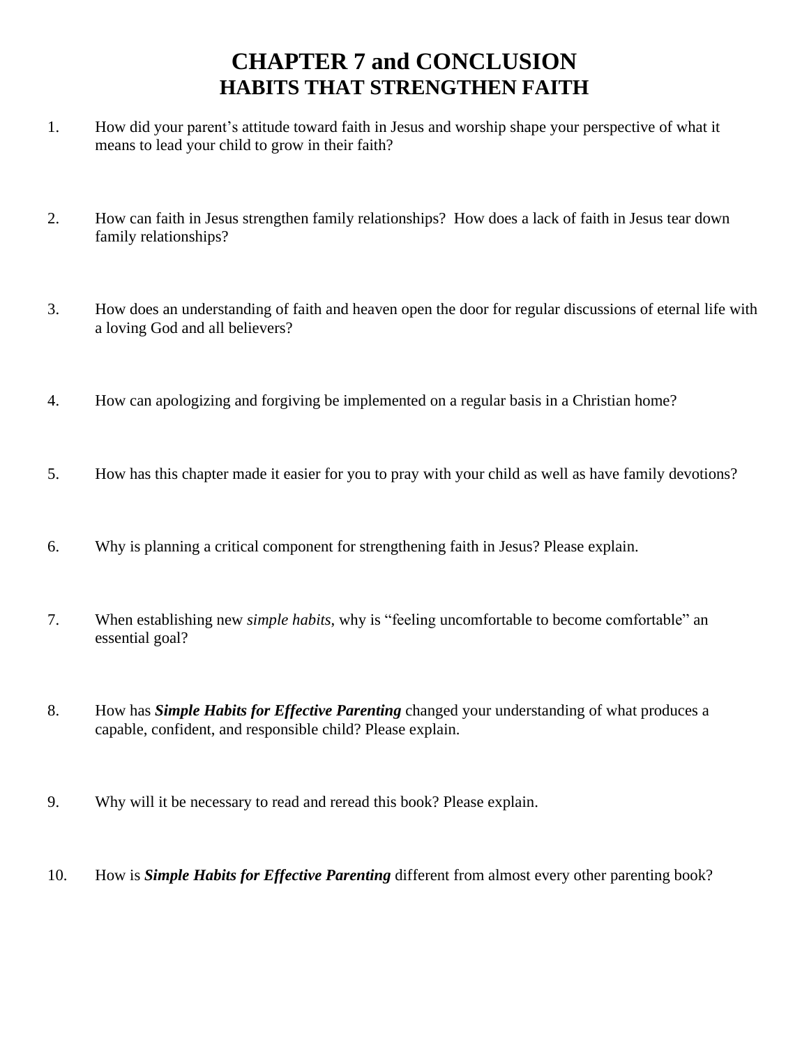# CHAPTER 7 and CONCLUSION
## HABITS THAT STRENGTHEN FAITH

1. How did your parent’s attitude toward faith in Jesus and worship shape your perspective of what it means to lead your child to grow in their faith?

2. How can faith in Jesus strengthen family relationships? How does a lack of faith in Jesus tear down family relationships?

3. How does an understanding of faith and heaven open the door for regular discussions of eternal life with a loving God and all believers?

4. How can apologizing and forgiving be implemented on a regular basis in a Christian home?

5. How has this chapter made it easier for you to pray with your child as well as have family devotions?

6. Why is planning a critical component for strengthening faith in Jesus? Please explain.

7. When establishing new *simple habits*, why is “feeling uncomfortable to become comfortable” an essential goal?

8. How has ***Simple Habits for Effective Parenting*** changed your understanding of what produces a capable, confident, and responsible child? Please explain.

9. Why will it be necessary to read and reread this book? Please explain.

10. How is ***Simple Habits for Effective Parenting*** different from almost every other parenting book?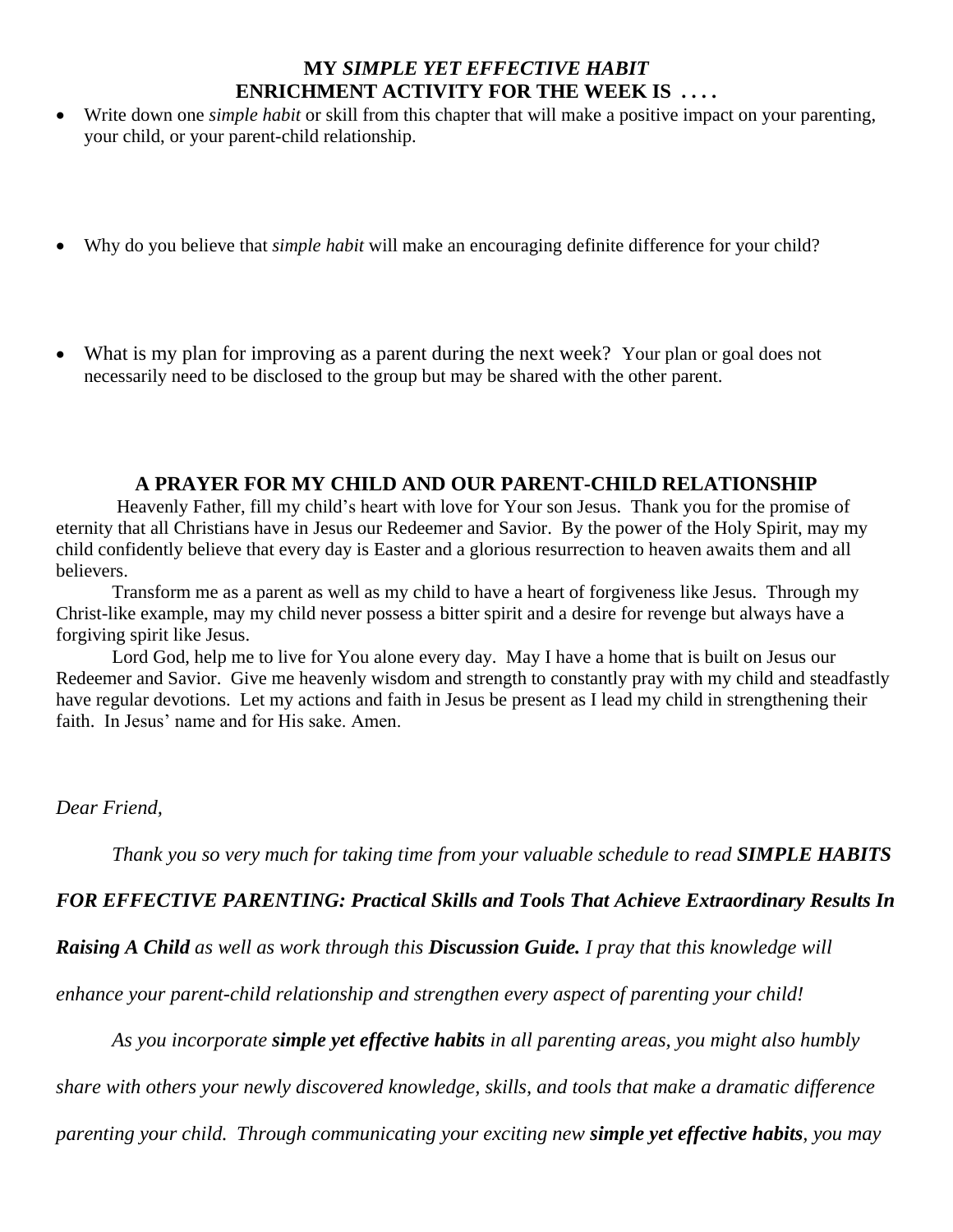## MY *SIMPLE YET EFFECTIVE HABIT* ENRICHMENT ACTIVITY FOR THE WEEK IS . . . .

- Write down one *simple habit* or skill from this chapter that will make a positive impact on your parenting, your child, or your parent-child relationship.

- Why do you believe that *simple habit* will make an encouraging definite difference for your child?

- What is my plan for improving as a parent during the next week? Your plan or goal does not necessarily need to be disclosed to the group but may be shared with the other parent.

## A PRAYER FOR MY CHILD AND OUR PARENT-CHILD RELATIONSHIP

Heavenly Father, fill my child's heart with love for Your son Jesus. Thank you for the promise of eternity that all Christians have in Jesus our Redeemer and Savior. By the power of the Holy Spirit, may my child confidently believe that every day is Easter and a glorious resurrection to heaven awaits them and all believers.

Transform me as a parent as well as my child to have a heart of forgiveness like Jesus. Through my Christ-like example, may my child never possess a bitter spirit and a desire for revenge but always have a forgiving spirit like Jesus.

Lord God, help me to live for You alone every day. May I have a home that is built on Jesus our Redeemer and Savior. Give me heavenly wisdom and strength to constantly pray with my child and steadfastly have regular devotions. Let my actions and faith in Jesus be present as I lead my child in strengthening their faith. In Jesus' name and for His sake. Amen.

*Dear Friend,*

*Thank you so very much for taking time from your valuable schedule to read* ***SIMPLE HABITS FOR EFFECTIVE PARENTING: Practical Skills and Tools That Achieve Extraordinary Results In Raising A Child*** *as well as work through this* ***Discussion Guide.*** *I pray that this knowledge will enhance your parent-child relationship and strengthen every aspect of parenting your child!*

*As you incorporate* ***simple yet effective habits*** *in all parenting areas, you might also humbly share with others your newly discovered knowledge, skills, and tools that make a dramatic difference parenting your child. Through communicating your exciting new* ***simple yet effective habits****, you may*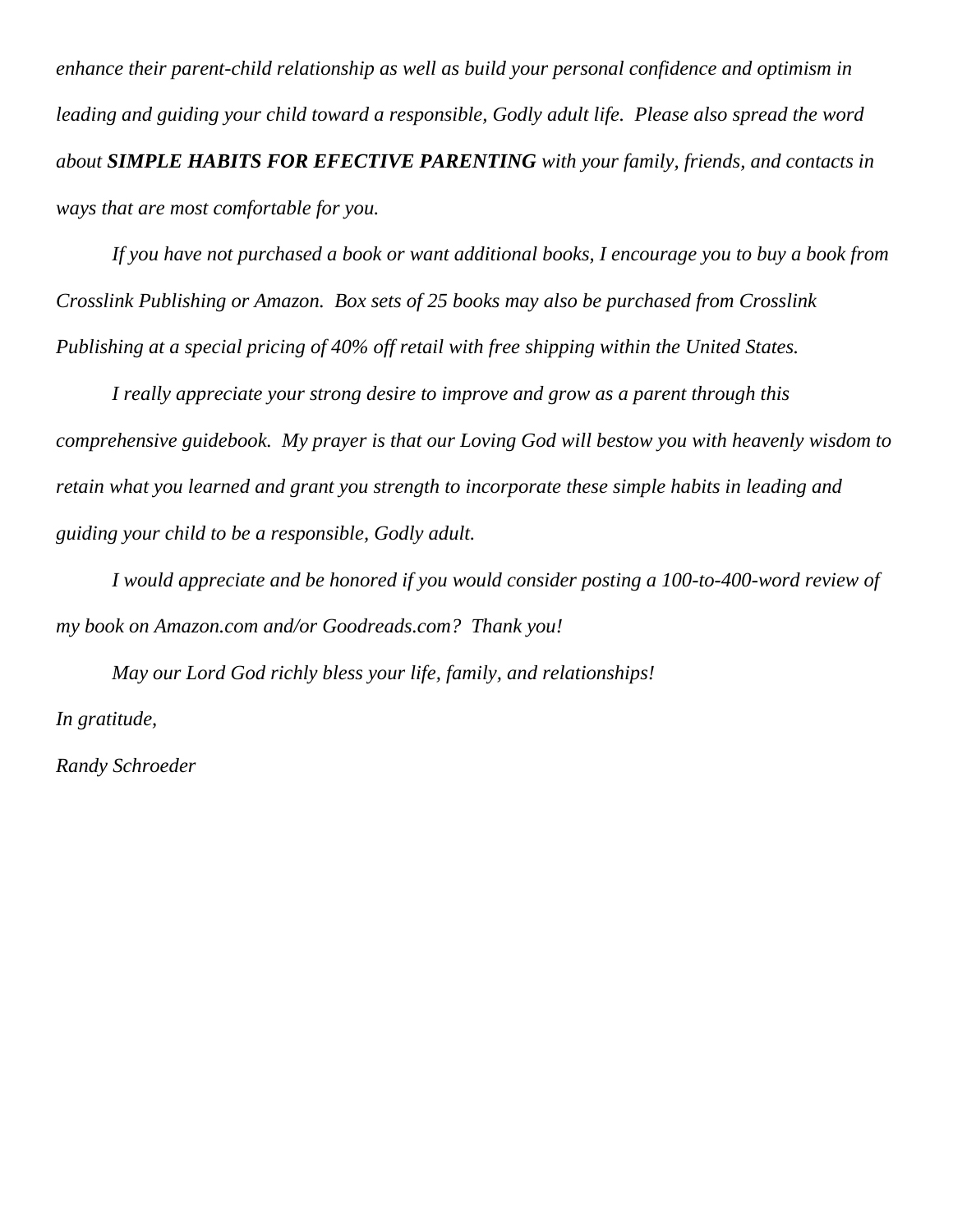*enhance their parent-child relationship as well as build your personal confidence and optimism in leading and guiding your child toward a responsible, Godly adult life. Please also spread the word about* ***SIMPLE HABITS FOR EFECTIVE PARENTING*** *with your family, friends, and contacts in ways that are most comfortable for you.*

*If you have not purchased a book or want additional books, I encourage you to buy a book from Crosslink Publishing or Amazon. Box sets of 25 books may also be purchased from Crosslink Publishing at a special pricing of 40% off retail with free shipping within the United States.*

*I really appreciate your strong desire to improve and grow as a parent through this comprehensive guidebook. My prayer is that our Loving God will bestow you with heavenly wisdom to retain what you learned and grant you strength to incorporate these simple habits in leading and guiding your child to be a responsible, Godly adult.*

*I would appreciate and be honored if you would consider posting a 100-to-400-word review of my book on Amazon.com and/or Goodreads.com? Thank you!*

*May our Lord God richly bless your life, family, and relationships!*

*In gratitude,*

*Randy Schroeder*